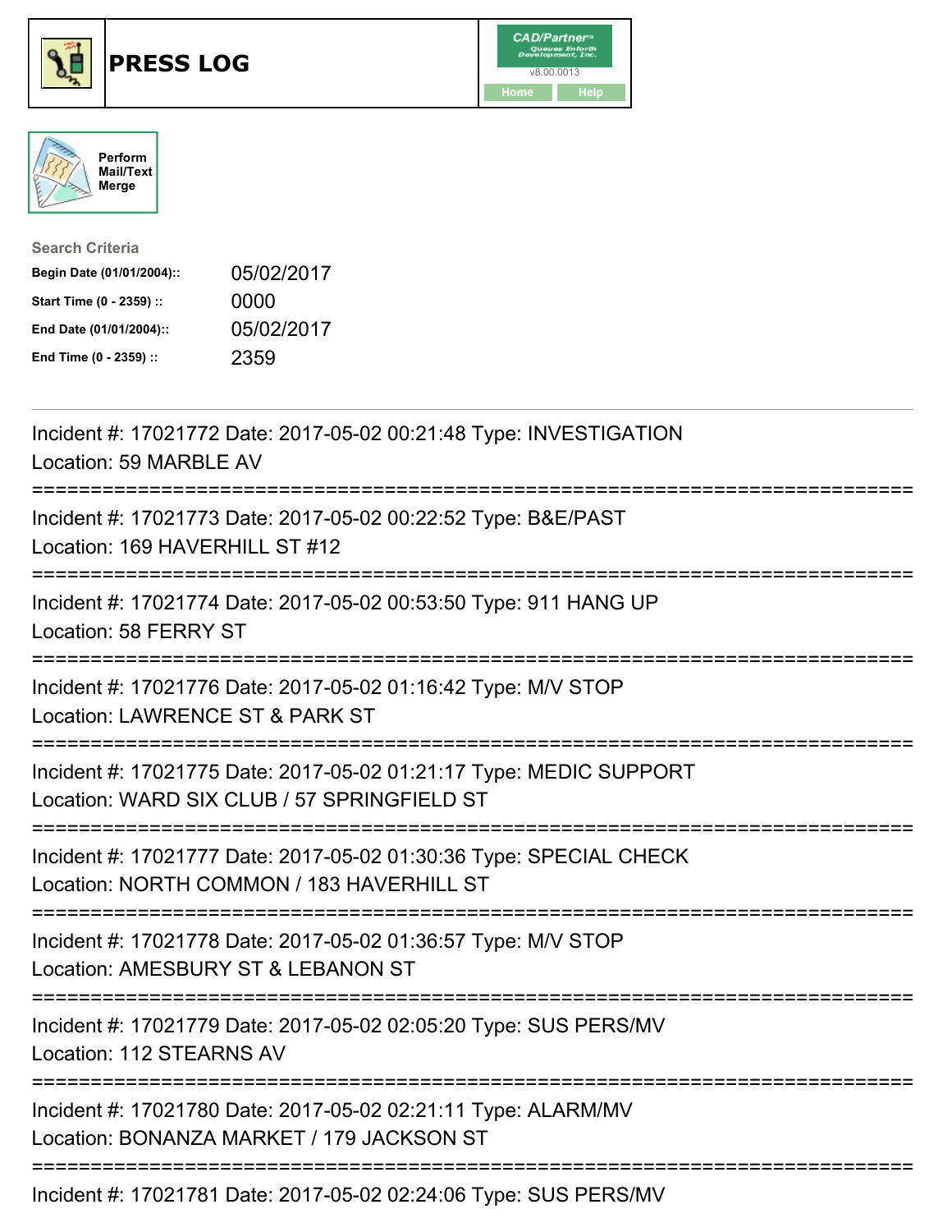# PRESS LOG

CAD/Partner™ v8.00.0013

Home Help

Perform Mail/Text Merge

**Search Criteria**

| | |
|---|---|
| **Begin Date (01/01/2004)::** | 05/02/2017 |
| **Start Time (0 - 2359) ::** | 0000 |
| **End Date (01/01/2004)::** | 05/02/2017 |
| **End Time (0 - 2359) ::** | 2359 |

---

Incident #: 17021772 Date: 2017-05-02 00:21:48 Type: INVESTIGATION
Location: 59 MARBLE AV

===========================================================================

Incident #: 17021773 Date: 2017-05-02 00:22:52 Type: B&E/PAST
Location: 169 HAVERHILL ST #12

===========================================================================

Incident #: 17021774 Date: 2017-05-02 00:53:50 Type: 911 HANG UP
Location: 58 FERRY ST

===========================================================================

Incident #: 17021776 Date: 2017-05-02 01:16:42 Type: M/V STOP
Location: LAWRENCE ST & PARK ST

===========================================================================

Incident #: 17021775 Date: 2017-05-02 01:21:17 Type: MEDIC SUPPORT
Location: WARD SIX CLUB / 57 SPRINGFIELD ST

===========================================================================

Incident #: 17021777 Date: 2017-05-02 01:30:36 Type: SPECIAL CHECK
Location: NORTH COMMON / 183 HAVERHILL ST

===========================================================================

Incident #: 17021778 Date: 2017-05-02 01:36:57 Type: M/V STOP
Location: AMESBURY ST & LEBANON ST

===========================================================================

Incident #: 17021779 Date: 2017-05-02 02:05:20 Type: SUS PERS/MV
Location: 112 STEARNS AV

===========================================================================

Incident #: 17021780 Date: 2017-05-02 02:21:11 Type: ALARM/MV
Location: BONANZA MARKET / 179 JACKSON ST

===========================================================================

Incident #: 17021781 Date: 2017-05-02 02:24:06 Type: SUS PERS/MV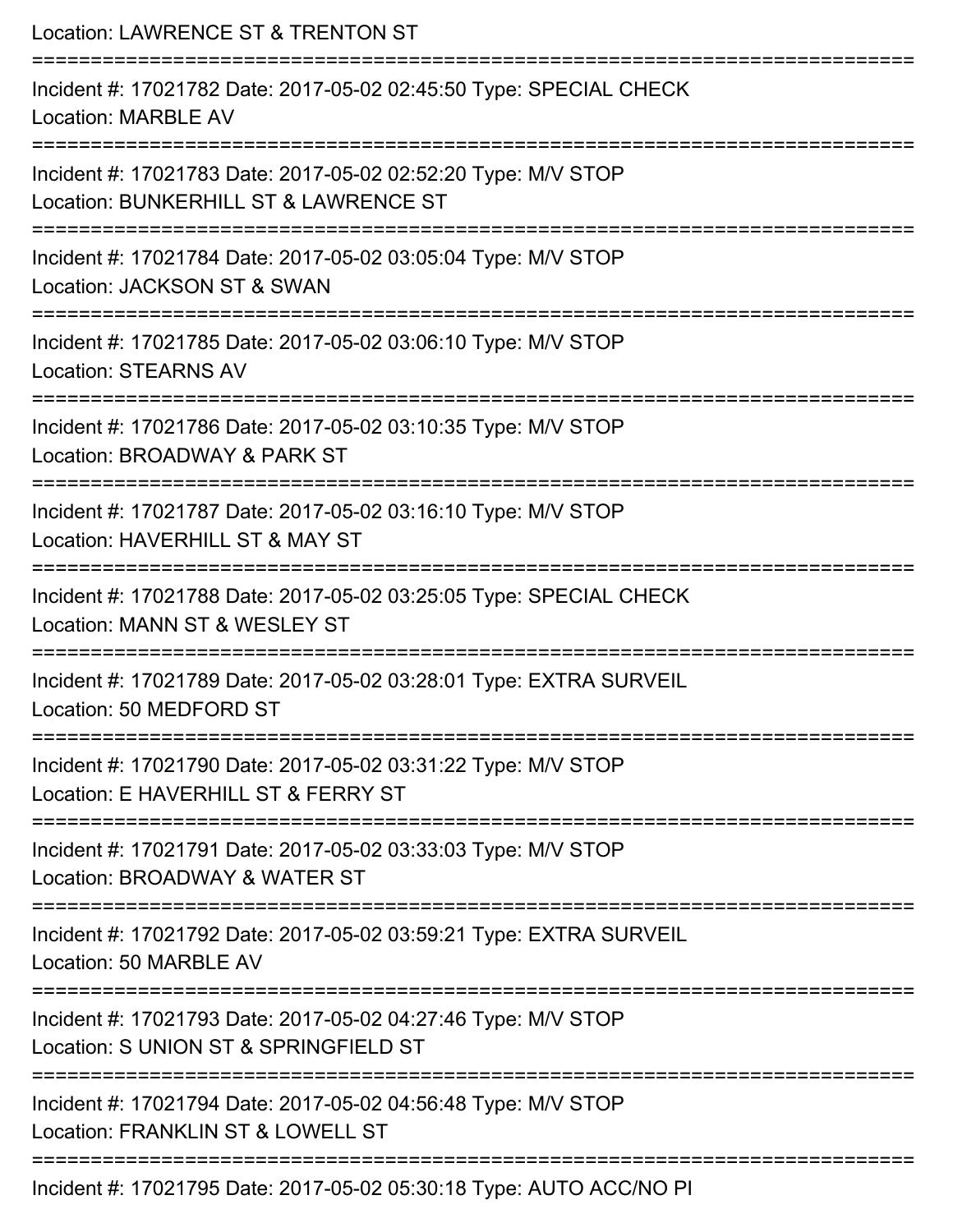Location: LAWRENCE ST & TRENTON ST

===========================================================================

Incident #: 17021782 Date: 2017-05-02 02:45:50 Type: SPECIAL CHECK
Location: MARBLE AV

===========================================================================

Incident #: 17021783 Date: 2017-05-02 02:52:20 Type: M/V STOP
Location: BUNKERHILL ST & LAWRENCE ST

===========================================================================

Incident #: 17021784 Date: 2017-05-02 03:05:04 Type: M/V STOP
Location: JACKSON ST & SWAN

===========================================================================

Incident #: 17021785 Date: 2017-05-02 03:06:10 Type: M/V STOP
Location: STEARNS AV

===========================================================================

Incident #: 17021786 Date: 2017-05-02 03:10:35 Type: M/V STOP
Location: BROADWAY & PARK ST

===========================================================================

Incident #: 17021787 Date: 2017-05-02 03:16:10 Type: M/V STOP
Location: HAVERHILL ST & MAY ST

===========================================================================

Incident #: 17021788 Date: 2017-05-02 03:25:05 Type: SPECIAL CHECK
Location: MANN ST & WESLEY ST

===========================================================================

Incident #: 17021789 Date: 2017-05-02 03:28:01 Type: EXTRA SURVEIL
Location: 50 MEDFORD ST

===========================================================================

Incident #: 17021790 Date: 2017-05-02 03:31:22 Type: M/V STOP
Location: E HAVERHILL ST & FERRY ST

===========================================================================

Incident #: 17021791 Date: 2017-05-02 03:33:03 Type: M/V STOP
Location: BROADWAY & WATER ST

===========================================================================

Incident #: 17021792 Date: 2017-05-02 03:59:21 Type: EXTRA SURVEIL
Location: 50 MARBLE AV

===========================================================================

Incident #: 17021793 Date: 2017-05-02 04:27:46 Type: M/V STOP
Location: S UNION ST & SPRINGFIELD ST

===========================================================================

Incident #: 17021794 Date: 2017-05-02 04:56:48 Type: M/V STOP
Location: FRANKLIN ST & LOWELL ST

===========================================================================

Incident #: 17021795 Date: 2017-05-02 05:30:18 Type: AUTO ACC/NO PI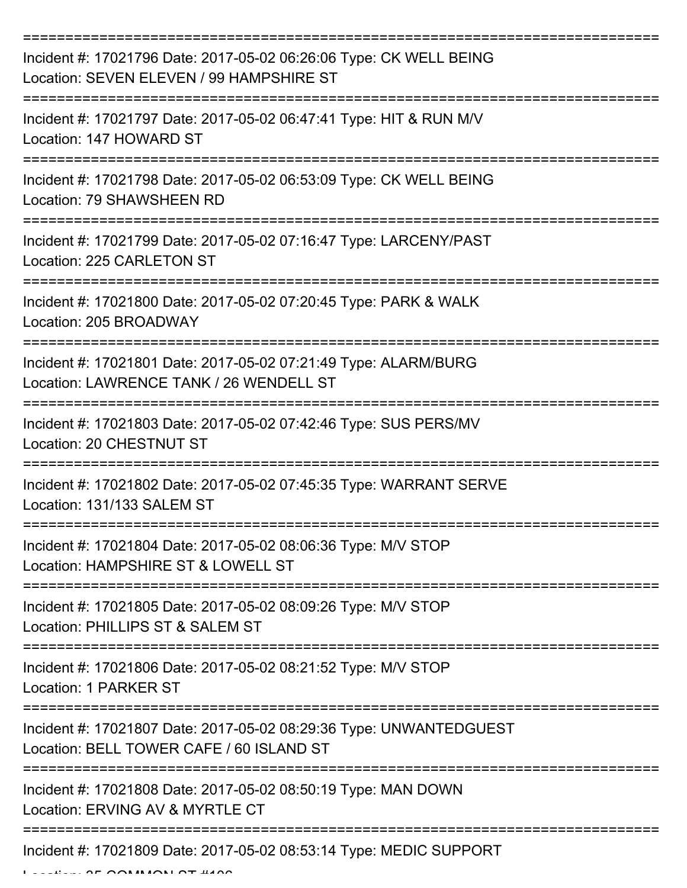Incident #: 17021796 Date: 2017-05-02 06:26:06 Type: CK WELL BEING
Location: SEVEN ELEVEN / 99 HAMPSHIRE ST

Incident #: 17021797 Date: 2017-05-02 06:47:41 Type: HIT & RUN M/V
Location: 147 HOWARD ST

Incident #: 17021798 Date: 2017-05-02 06:53:09 Type: CK WELL BEING
Location: 79 SHAWSHEEN RD

Incident #: 17021799 Date: 2017-05-02 07:16:47 Type: LARCENY/PAST
Location: 225 CARLETON ST

Incident #: 17021800 Date: 2017-05-02 07:20:45 Type: PARK & WALK
Location: 205 BROADWAY

Incident #: 17021801 Date: 2017-05-02 07:21:49 Type: ALARM/BURG
Location: LAWRENCE TANK / 26 WENDELL ST

Incident #: 17021803 Date: 2017-05-02 07:42:46 Type: SUS PERS/MV
Location: 20 CHESTNUT ST

Incident #: 17021802 Date: 2017-05-02 07:45:35 Type: WARRANT SERVE
Location: 131/133 SALEM ST

Incident #: 17021804 Date: 2017-05-02 08:06:36 Type: M/V STOP
Location: HAMPSHIRE ST & LOWELL ST

Incident #: 17021805 Date: 2017-05-02 08:09:26 Type: M/V STOP
Location: PHILLIPS ST & SALEM ST

Incident #: 17021806 Date: 2017-05-02 08:21:52 Type: M/V STOP
Location: 1 PARKER ST

Incident #: 17021807 Date: 2017-05-02 08:29:36 Type: UNWANTEDGUEST
Location: BELL TOWER CAFE / 60 ISLAND ST

Incident #: 17021808 Date: 2017-05-02 08:50:19 Type: MAN DOWN
Location: ERVING AV & MYRTLE CT

Incident #: 17021809 Date: 2017-05-02 08:53:14 Type: MEDIC SUPPORT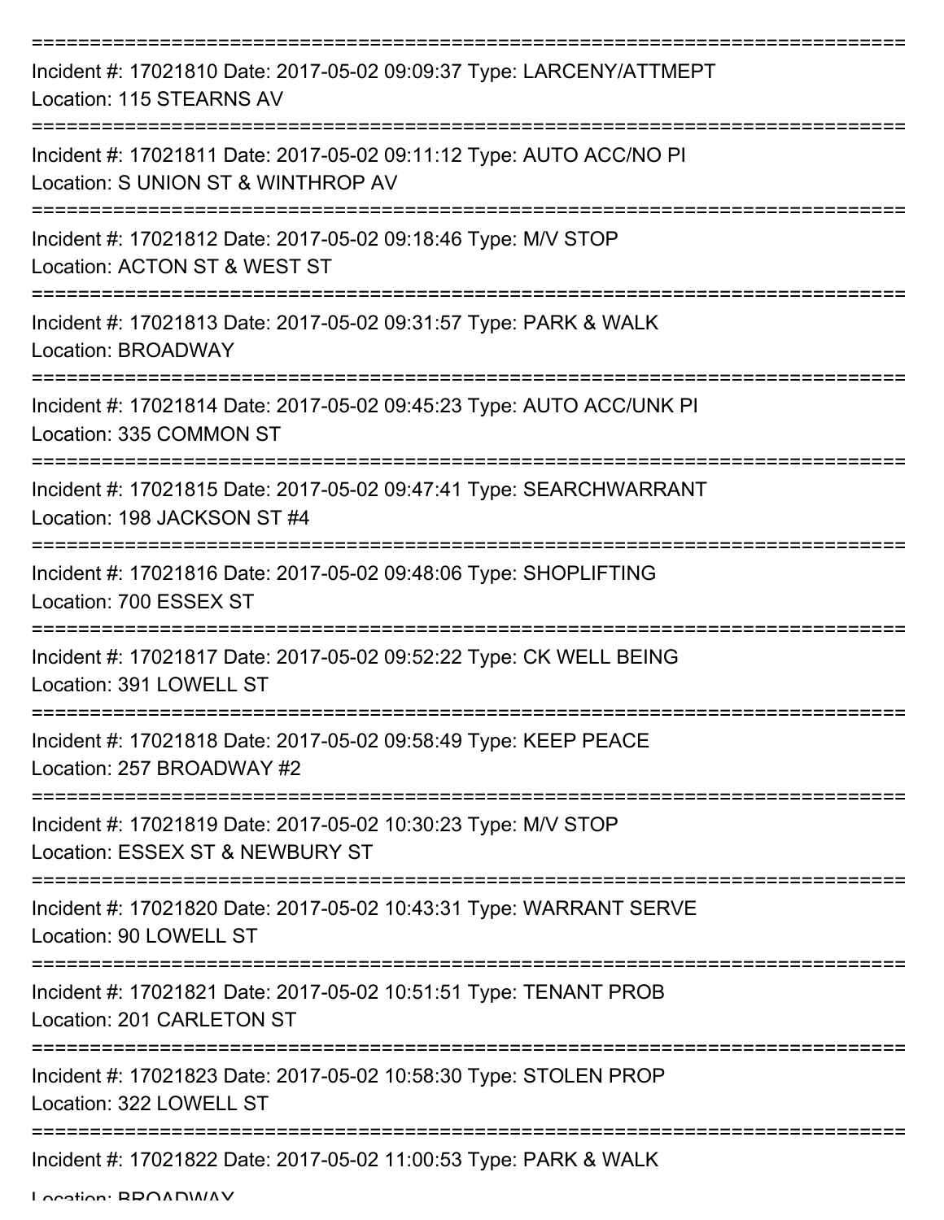===========================================================================

Incident #: 17021810 Date: 2017-05-02 09:09:37 Type: LARCENY/ATTMEPT
Location: 115 STEARNS AV

===========================================================================

Incident #: 17021811 Date: 2017-05-02 09:11:12 Type: AUTO ACC/NO PI
Location: S UNION ST & WINTHROP AV

===========================================================================

Incident #: 17021812 Date: 2017-05-02 09:18:46 Type: M/V STOP
Location: ACTON ST & WEST ST

===========================================================================

Incident #: 17021813 Date: 2017-05-02 09:31:57 Type: PARK & WALK
Location: BROADWAY

===========================================================================

Incident #: 17021814 Date: 2017-05-02 09:45:23 Type: AUTO ACC/UNK PI
Location: 335 COMMON ST

===========================================================================

Incident #: 17021815 Date: 2017-05-02 09:47:41 Type: SEARCHWARRANT
Location: 198 JACKSON ST #4

===========================================================================

Incident #: 17021816 Date: 2017-05-02 09:48:06 Type: SHOPLIFTING
Location: 700 ESSEX ST

===========================================================================

Incident #: 17021817 Date: 2017-05-02 09:52:22 Type: CK WELL BEING
Location: 391 LOWELL ST

===========================================================================

Incident #: 17021818 Date: 2017-05-02 09:58:49 Type: KEEP PEACE
Location: 257 BROADWAY #2

===========================================================================

Incident #: 17021819 Date: 2017-05-02 10:30:23 Type: M/V STOP
Location: ESSEX ST & NEWBURY ST

===========================================================================

Incident #: 17021820 Date: 2017-05-02 10:43:31 Type: WARRANT SERVE
Location: 90 LOWELL ST

===========================================================================

Incident #: 17021821 Date: 2017-05-02 10:51:51 Type: TENANT PROB
Location: 201 CARLETON ST

===========================================================================

Incident #: 17021823 Date: 2017-05-02 10:58:30 Type: STOLEN PROP
Location: 322 LOWELL ST

===========================================================================

Incident #: 17021822 Date: 2017-05-02 11:00:53 Type: PARK & WALK
Location: BROADWAY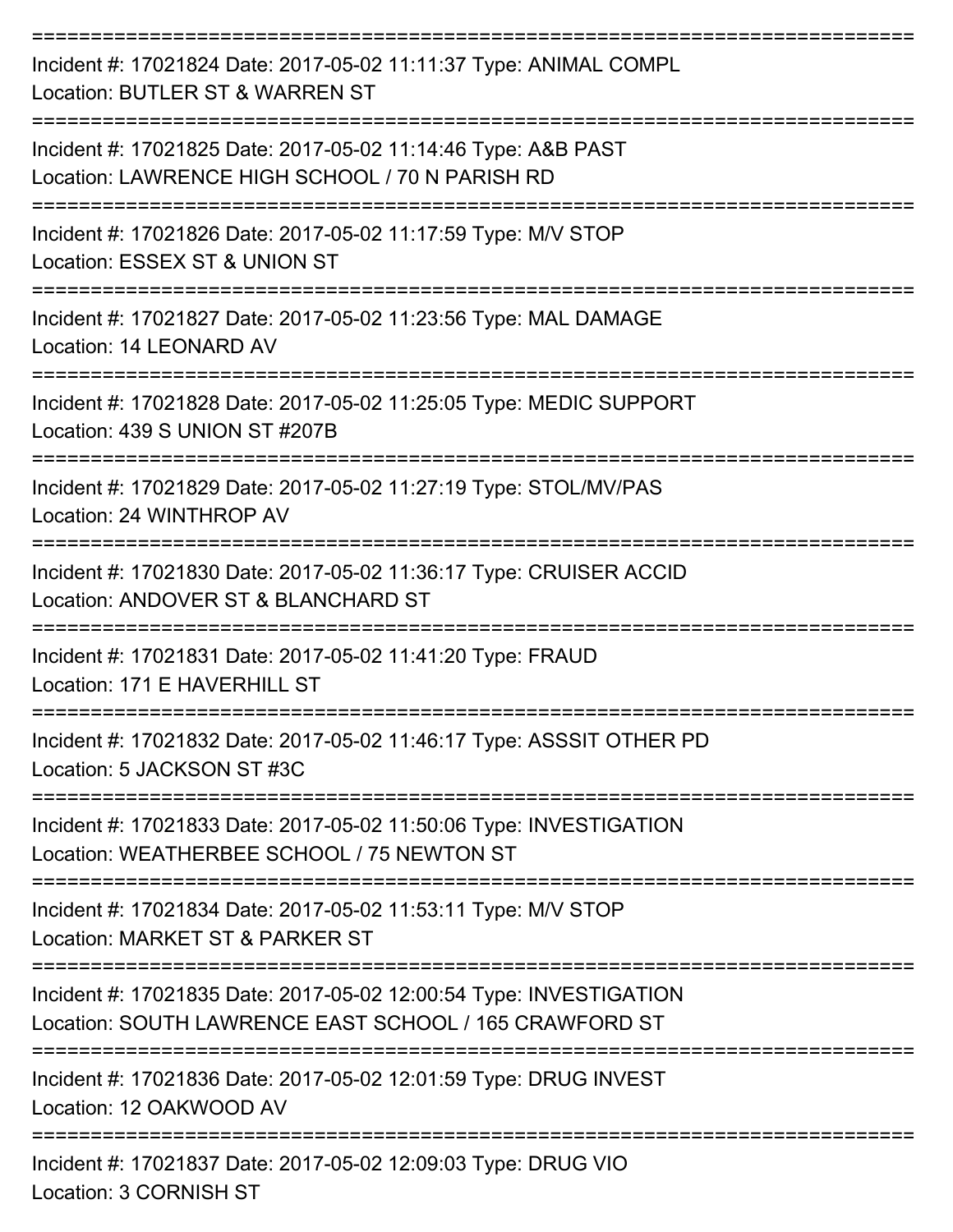===========================================================================

Incident #: 17021824 Date: 2017-05-02 11:11:37 Type: ANIMAL COMPL
Location: BUTLER ST & WARREN ST

===========================================================================

Incident #: 17021825 Date: 2017-05-02 11:14:46 Type: A&B PAST
Location: LAWRENCE HIGH SCHOOL / 70 N PARISH RD

===========================================================================

Incident #: 17021826 Date: 2017-05-02 11:17:59 Type: M/V STOP
Location: ESSEX ST & UNION ST

===========================================================================

Incident #: 17021827 Date: 2017-05-02 11:23:56 Type: MAL DAMAGE
Location: 14 LEONARD AV

===========================================================================

Incident #: 17021828 Date: 2017-05-02 11:25:05 Type: MEDIC SUPPORT
Location: 439 S UNION ST #207B

===========================================================================

Incident #: 17021829 Date: 2017-05-02 11:27:19 Type: STOL/MV/PAS
Location: 24 WINTHROP AV

===========================================================================

Incident #: 17021830 Date: 2017-05-02 11:36:17 Type: CRUISER ACCID
Location: ANDOVER ST & BLANCHARD ST

===========================================================================

Incident #: 17021831 Date: 2017-05-02 11:41:20 Type: FRAUD
Location: 171 E HAVERHILL ST

===========================================================================

Incident #: 17021832 Date: 2017-05-02 11:46:17 Type: ASSSIT OTHER PD
Location: 5 JACKSON ST #3C

===========================================================================

Incident #: 17021833 Date: 2017-05-02 11:50:06 Type: INVESTIGATION
Location: WEATHERBEE SCHOOL / 75 NEWTON ST

===========================================================================

Incident #: 17021834 Date: 2017-05-02 11:53:11 Type: M/V STOP
Location: MARKET ST & PARKER ST

===========================================================================

Incident #: 17021835 Date: 2017-05-02 12:00:54 Type: INVESTIGATION
Location: SOUTH LAWRENCE EAST SCHOOL / 165 CRAWFORD ST

===========================================================================

Incident #: 17021836 Date: 2017-05-02 12:01:59 Type: DRUG INVEST
Location: 12 OAKWOOD AV

===========================================================================

Incident #: 17021837 Date: 2017-05-02 12:09:03 Type: DRUG VIO
Location: 3 CORNISH ST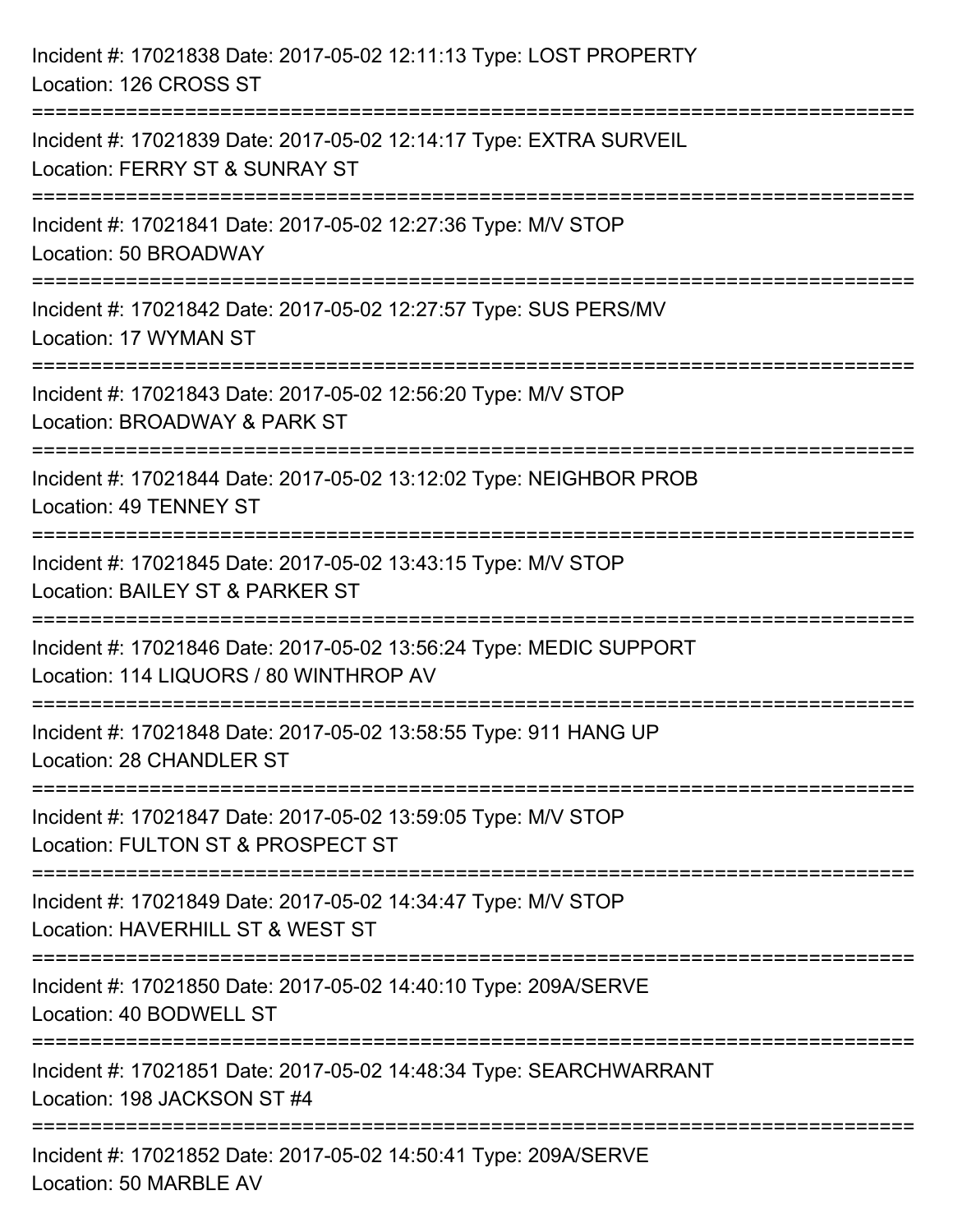Incident #: 17021838 Date: 2017-05-02 12:11:13 Type: LOST PROPERTY
Location: 126 CROSS ST

===========================================================================

Incident #: 17021839 Date: 2017-05-02 12:14:17 Type: EXTRA SURVEIL
Location: FERRY ST & SUNRAY ST

===========================================================================

Incident #: 17021841 Date: 2017-05-02 12:27:36 Type: M/V STOP
Location: 50 BROADWAY

===========================================================================

Incident #: 17021842 Date: 2017-05-02 12:27:57 Type: SUS PERS/MV
Location: 17 WYMAN ST

===========================================================================

Incident #: 17021843 Date: 2017-05-02 12:56:20 Type: M/V STOP
Location: BROADWAY & PARK ST

===========================================================================

Incident #: 17021844 Date: 2017-05-02 13:12:02 Type: NEIGHBOR PROB
Location: 49 TENNEY ST

===========================================================================

Incident #: 17021845 Date: 2017-05-02 13:43:15 Type: M/V STOP
Location: BAILEY ST & PARKER ST

===========================================================================

Incident #: 17021846 Date: 2017-05-02 13:56:24 Type: MEDIC SUPPORT
Location: 114 LIQUORS / 80 WINTHROP AV

===========================================================================

Incident #: 17021848 Date: 2017-05-02 13:58:55 Type: 911 HANG UP
Location: 28 CHANDLER ST

===========================================================================

Incident #: 17021847 Date: 2017-05-02 13:59:05 Type: M/V STOP
Location: FULTON ST & PROSPECT ST

===========================================================================

Incident #: 17021849 Date: 2017-05-02 14:34:47 Type: M/V STOP
Location: HAVERHILL ST & WEST ST

===========================================================================

Incident #: 17021850 Date: 2017-05-02 14:40:10 Type: 209A/SERVE
Location: 40 BODWELL ST

===========================================================================

Incident #: 17021851 Date: 2017-05-02 14:48:34 Type: SEARCHWARRANT
Location: 198 JACKSON ST #4

===========================================================================

Incident #: 17021852 Date: 2017-05-02 14:50:41 Type: 209A/SERVE
Location: 50 MARBLE AV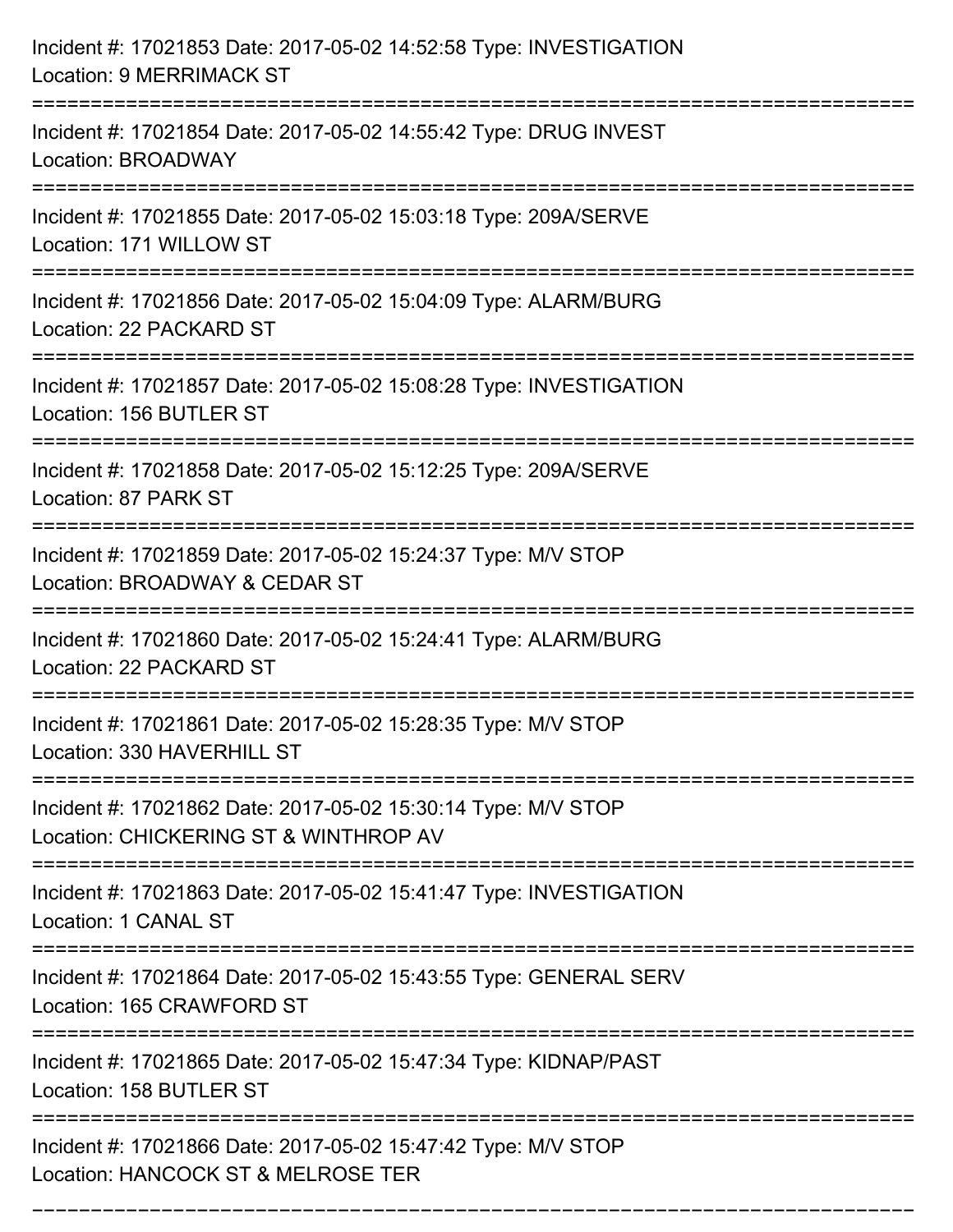Incident #: 17021853 Date: 2017-05-02 14:52:58 Type: INVESTIGATION
Location: 9 MERRIMACK ST

===========================================================================

Incident #: 17021854 Date: 2017-05-02 14:55:42 Type: DRUG INVEST
Location: BROADWAY

===========================================================================

Incident #: 17021855 Date: 2017-05-02 15:03:18 Type: 209A/SERVE
Location: 171 WILLOW ST

===========================================================================

Incident #: 17021856 Date: 2017-05-02 15:04:09 Type: ALARM/BURG
Location: 22 PACKARD ST

===========================================================================

Incident #: 17021857 Date: 2017-05-02 15:08:28 Type: INVESTIGATION
Location: 156 BUTLER ST

===========================================================================

Incident #: 17021858 Date: 2017-05-02 15:12:25 Type: 209A/SERVE
Location: 87 PARK ST

===========================================================================

Incident #: 17021859 Date: 2017-05-02 15:24:37 Type: M/V STOP
Location: BROADWAY & CEDAR ST

===========================================================================

Incident #: 17021860 Date: 2017-05-02 15:24:41 Type: ALARM/BURG
Location: 22 PACKARD ST

===========================================================================

Incident #: 17021861 Date: 2017-05-02 15:28:35 Type: M/V STOP
Location: 330 HAVERHILL ST

===========================================================================

Incident #: 17021862 Date: 2017-05-02 15:30:14 Type: M/V STOP
Location: CHICKERING ST & WINTHROP AV

===========================================================================

Incident #: 17021863 Date: 2017-05-02 15:41:47 Type: INVESTIGATION
Location: 1 CANAL ST

===========================================================================

Incident #: 17021864 Date: 2017-05-02 15:43:55 Type: GENERAL SERV
Location: 165 CRAWFORD ST

===========================================================================

Incident #: 17021865 Date: 2017-05-02 15:47:34 Type: KIDNAP/PAST
Location: 158 BUTLER ST

===========================================================================

Incident #: 17021866 Date: 2017-05-02 15:47:42 Type: M/V STOP
Location: HANCOCK ST & MELROSE TER

===========================================================================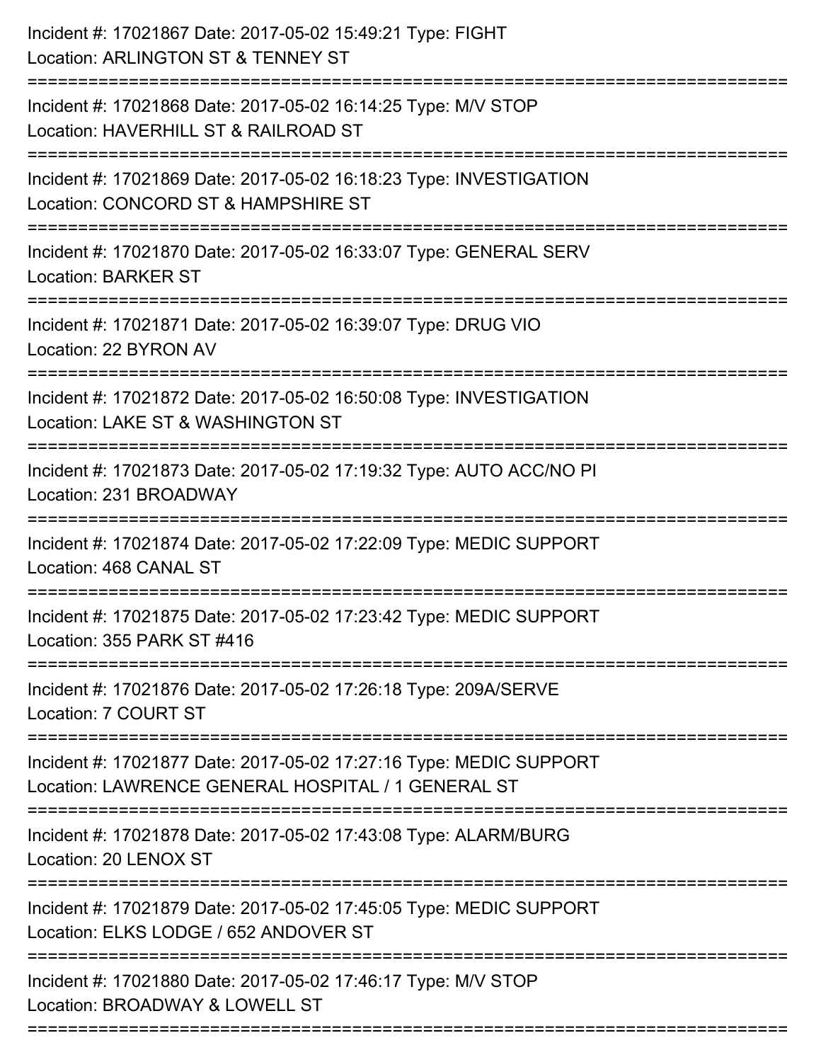Incident #: 17021867 Date: 2017-05-02 15:49:21 Type: FIGHT
Location: ARLINGTON ST & TENNEY ST

===========================================================================

Incident #: 17021868 Date: 2017-05-02 16:14:25 Type: M/V STOP
Location: HAVERHILL ST & RAILROAD ST

===========================================================================

Incident #: 17021869 Date: 2017-05-02 16:18:23 Type: INVESTIGATION
Location: CONCORD ST & HAMPSHIRE ST

===========================================================================

Incident #: 17021870 Date: 2017-05-02 16:33:07 Type: GENERAL SERV
Location: BARKER ST

===========================================================================

Incident #: 17021871 Date: 2017-05-02 16:39:07 Type: DRUG VIO
Location: 22 BYRON AV

===========================================================================

Incident #: 17021872 Date: 2017-05-02 16:50:08 Type: INVESTIGATION
Location: LAKE ST & WASHINGTON ST

===========================================================================

Incident #: 17021873 Date: 2017-05-02 17:19:32 Type: AUTO ACC/NO PI
Location: 231 BROADWAY

===========================================================================

Incident #: 17021874 Date: 2017-05-02 17:22:09 Type: MEDIC SUPPORT
Location: 468 CANAL ST

===========================================================================

Incident #: 17021875 Date: 2017-05-02 17:23:42 Type: MEDIC SUPPORT
Location: 355 PARK ST #416

===========================================================================

Incident #: 17021876 Date: 2017-05-02 17:26:18 Type: 209A/SERVE
Location: 7 COURT ST

===========================================================================

Incident #: 17021877 Date: 2017-05-02 17:27:16 Type: MEDIC SUPPORT
Location: LAWRENCE GENERAL HOSPITAL / 1 GENERAL ST

===========================================================================

Incident #: 17021878 Date: 2017-05-02 17:43:08 Type: ALARM/BURG
Location: 20 LENOX ST

===========================================================================

Incident #: 17021879 Date: 2017-05-02 17:45:05 Type: MEDIC SUPPORT
Location: ELKS LODGE / 652 ANDOVER ST

===========================================================================

Incident #: 17021880 Date: 2017-05-02 17:46:17 Type: M/V STOP
Location: BROADWAY & LOWELL ST

===========================================================================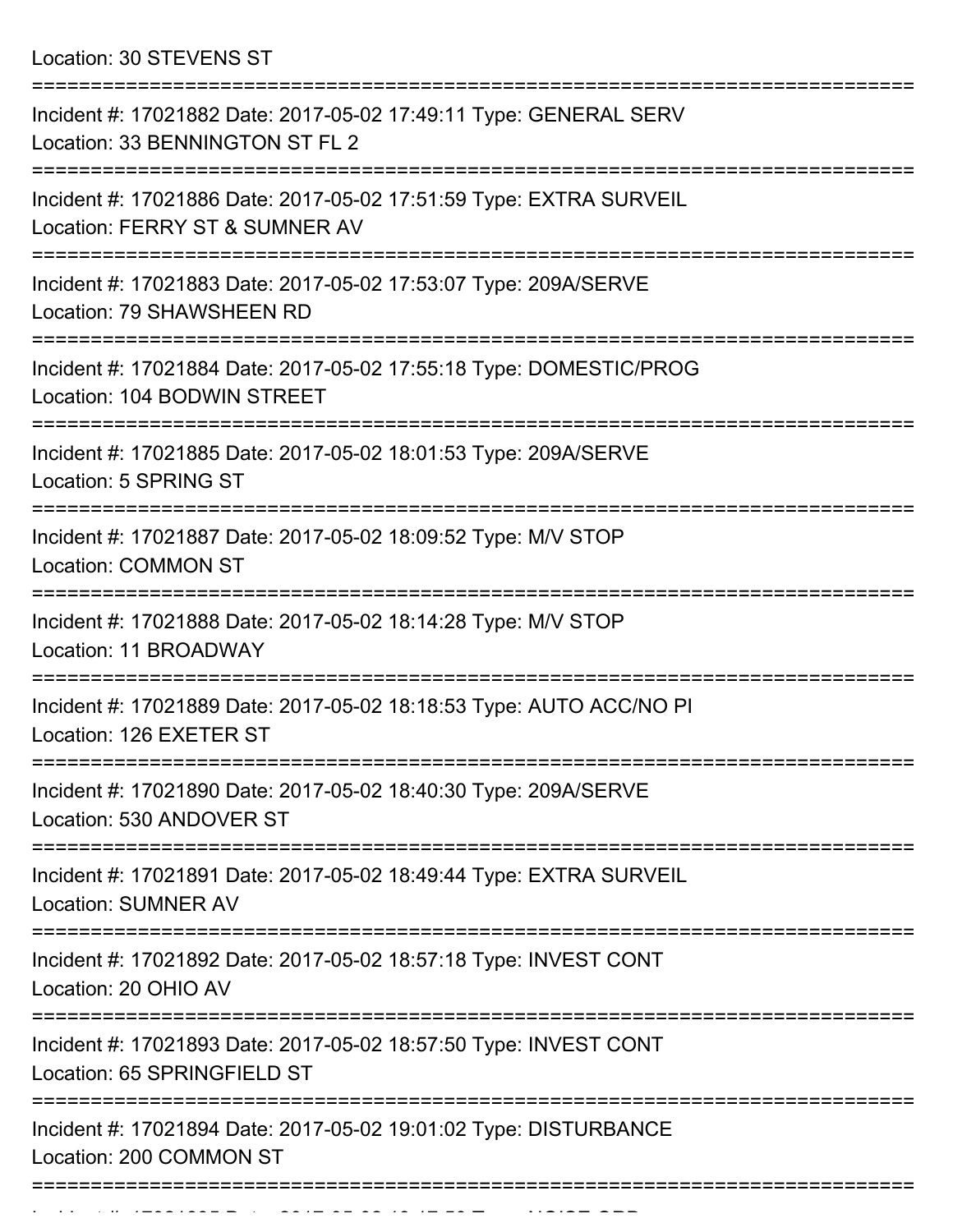Location: 30 STEVENS ST

===========================================================================

Incident #: 17021882 Date: 2017-05-02 17:49:11 Type: GENERAL SERV
Location: 33 BENNINGTON ST FL 2

===========================================================================

Incident #: 17021886 Date: 2017-05-02 17:51:59 Type: EXTRA SURVEIL
Location: FERRY ST & SUMNER AV

===========================================================================

Incident #: 17021883 Date: 2017-05-02 17:53:07 Type: 209A/SERVE
Location: 79 SHAWSHEEN RD

===========================================================================

Incident #: 17021884 Date: 2017-05-02 17:55:18 Type: DOMESTIC/PROG
Location: 104 BODWIN STREET

===========================================================================

Incident #: 17021885 Date: 2017-05-02 18:01:53 Type: 209A/SERVE
Location: 5 SPRING ST

===========================================================================

Incident #: 17021887 Date: 2017-05-02 18:09:52 Type: M/V STOP
Location: COMMON ST

===========================================================================

Incident #: 17021888 Date: 2017-05-02 18:14:28 Type: M/V STOP
Location: 11 BROADWAY

===========================================================================

Incident #: 17021889 Date: 2017-05-02 18:18:53 Type: AUTO ACC/NO PI
Location: 126 EXETER ST

===========================================================================

Incident #: 17021890 Date: 2017-05-02 18:40:30 Type: 209A/SERVE
Location: 530 ANDOVER ST

===========================================================================

Incident #: 17021891 Date: 2017-05-02 18:49:44 Type: EXTRA SURVEIL
Location: SUMNER AV

===========================================================================

Incident #: 17021892 Date: 2017-05-02 18:57:18 Type: INVEST CONT
Location: 20 OHIO AV

===========================================================================

Incident #: 17021893 Date: 2017-05-02 18:57:50 Type: INVEST CONT
Location: 65 SPRINGFIELD ST

===========================================================================

Incident #: 17021894 Date: 2017-05-02 19:01:02 Type: DISTURBANCE
Location: 200 COMMON ST

===========================================================================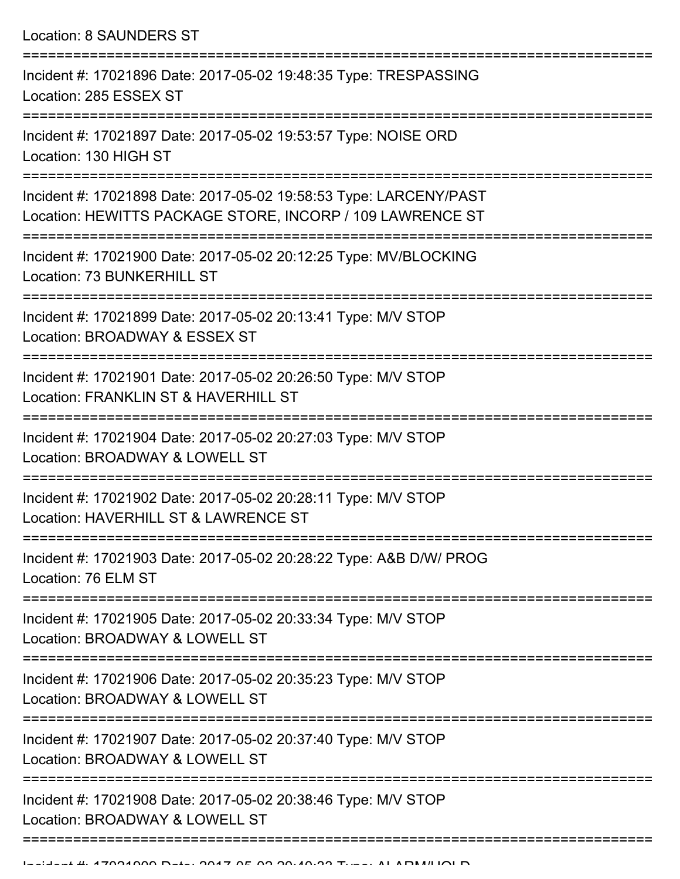Location: 8 SAUNDERS ST

===========================================================================

Incident #: 17021896 Date: 2017-05-02 19:48:35 Type: TRESPASSING
Location: 285 ESSEX ST

===========================================================================

Incident #: 17021897 Date: 2017-05-02 19:53:57 Type: NOISE ORD
Location: 130 HIGH ST

===========================================================================

Incident #: 17021898 Date: 2017-05-02 19:58:53 Type: LARCENY/PAST
Location: HEWITTS PACKAGE STORE, INCORP / 109 LAWRENCE ST

===========================================================================

Incident #: 17021900 Date: 2017-05-02 20:12:25 Type: MV/BLOCKING
Location: 73 BUNKERHILL ST

===========================================================================

Incident #: 17021899 Date: 2017-05-02 20:13:41 Type: M/V STOP
Location: BROADWAY & ESSEX ST

===========================================================================

Incident #: 17021901 Date: 2017-05-02 20:26:50 Type: M/V STOP
Location: FRANKLIN ST & HAVERHILL ST

===========================================================================

Incident #: 17021904 Date: 2017-05-02 20:27:03 Type: M/V STOP
Location: BROADWAY & LOWELL ST

===========================================================================

Incident #: 17021902 Date: 2017-05-02 20:28:11 Type: M/V STOP
Location: HAVERHILL ST & LAWRENCE ST

===========================================================================

Incident #: 17021903 Date: 2017-05-02 20:28:22 Type: A&B D/W/ PROG
Location: 76 ELM ST

===========================================================================

Incident #: 17021905 Date: 2017-05-02 20:33:34 Type: M/V STOP
Location: BROADWAY & LOWELL ST

===========================================================================

Incident #: 17021906 Date: 2017-05-02 20:35:23 Type: M/V STOP
Location: BROADWAY & LOWELL ST

===========================================================================

Incident #: 17021907 Date: 2017-05-02 20:37:40 Type: M/V STOP
Location: BROADWAY & LOWELL ST

===========================================================================

Incident #: 17021908 Date: 2017-05-02 20:38:46 Type: M/V STOP
Location: BROADWAY & LOWELL ST

===========================================================================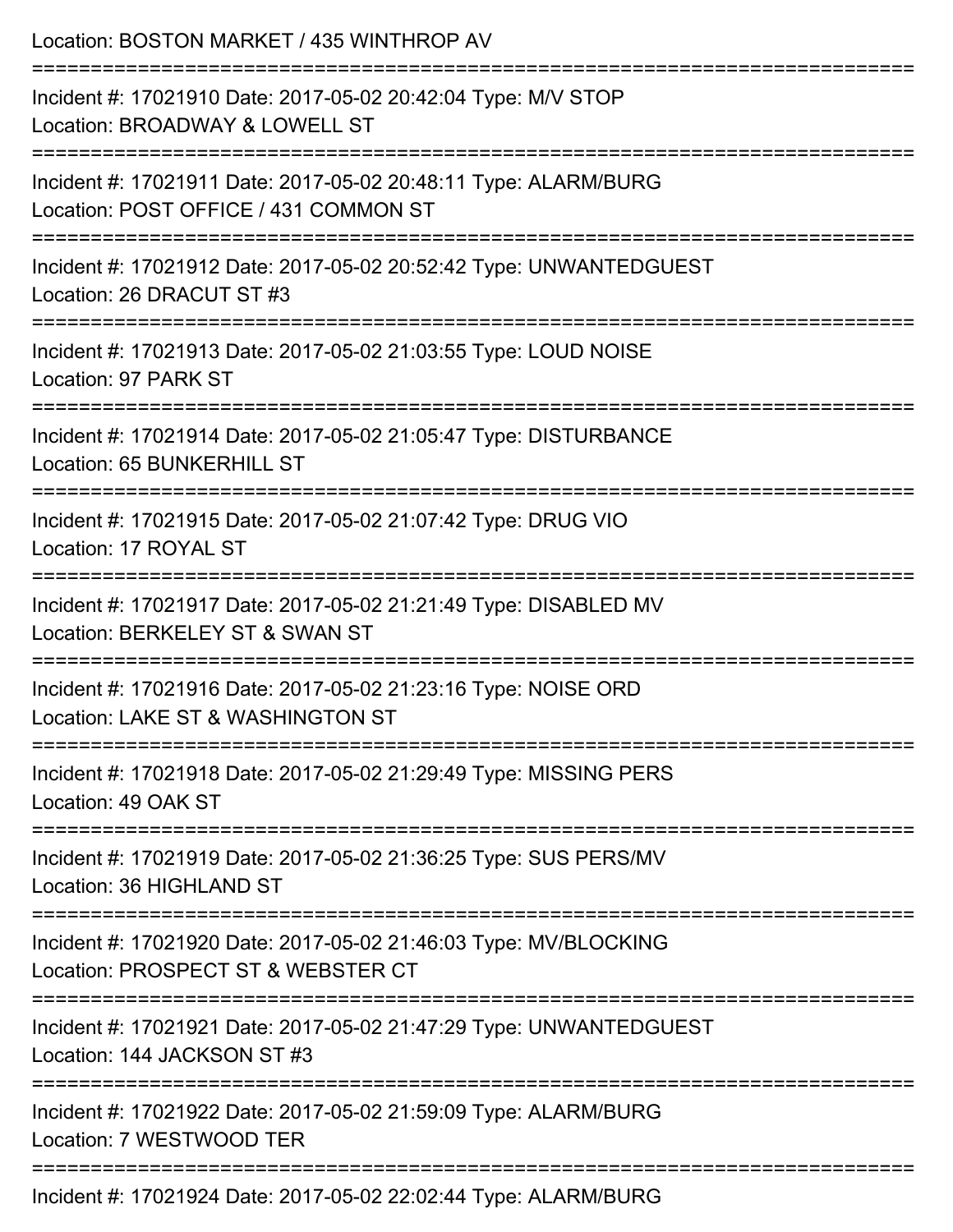Location: BOSTON MARKET / 435 WINTHROP AV

===========================================================================

Incident #: 17021910 Date: 2017-05-02 20:42:04 Type: M/V STOP
Location: BROADWAY & LOWELL ST

===========================================================================

Incident #: 17021911 Date: 2017-05-02 20:48:11 Type: ALARM/BURG
Location: POST OFFICE / 431 COMMON ST

===========================================================================

Incident #: 17021912 Date: 2017-05-02 20:52:42 Type: UNWANTEDGUEST
Location: 26 DRACUT ST #3

===========================================================================

Incident #: 17021913 Date: 2017-05-02 21:03:55 Type: LOUD NOISE
Location: 97 PARK ST

===========================================================================

Incident #: 17021914 Date: 2017-05-02 21:05:47 Type: DISTURBANCE
Location: 65 BUNKERHILL ST

===========================================================================

Incident #: 17021915 Date: 2017-05-02 21:07:42 Type: DRUG VIO
Location: 17 ROYAL ST

===========================================================================

Incident #: 17021917 Date: 2017-05-02 21:21:49 Type: DISABLED MV
Location: BERKELEY ST & SWAN ST

===========================================================================

Incident #: 17021916 Date: 2017-05-02 21:23:16 Type: NOISE ORD
Location: LAKE ST & WASHINGTON ST

===========================================================================

Incident #: 17021918 Date: 2017-05-02 21:29:49 Type: MISSING PERS
Location: 49 OAK ST

===========================================================================

Incident #: 17021919 Date: 2017-05-02 21:36:25 Type: SUS PERS/MV
Location: 36 HIGHLAND ST

===========================================================================

Incident #: 17021920 Date: 2017-05-02 21:46:03 Type: MV/BLOCKING
Location: PROSPECT ST & WEBSTER CT

===========================================================================

Incident #: 17021921 Date: 2017-05-02 21:47:29 Type: UNWANTEDGUEST
Location: 144 JACKSON ST #3

===========================================================================

Incident #: 17021922 Date: 2017-05-02 21:59:09 Type: ALARM/BURG
Location: 7 WESTWOOD TER

===========================================================================

Incident #: 17021924 Date: 2017-05-02 22:02:44 Type: ALARM/BURG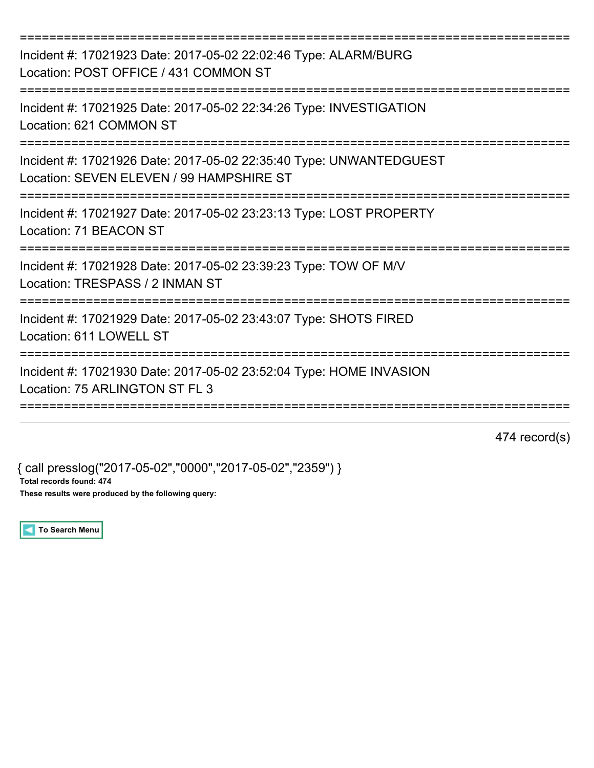===========================================================================

Incident #: 17021923 Date: 2017-05-02 22:02:46 Type: ALARM/BURG

Location: POST OFFICE / 431 COMMON ST

===========================================================================

Incident #: 17021925 Date: 2017-05-02 22:34:26 Type: INVESTIGATION

Location: 621 COMMON ST

===========================================================================

Incident #: 17021926 Date: 2017-05-02 22:35:40 Type: UNWANTEDGUEST

Location: SEVEN ELEVEN / 99 HAMPSHIRE ST

===========================================================================

Incident #: 17021927 Date: 2017-05-02 23:23:13 Type: LOST PROPERTY

Location: 71 BEACON ST

===========================================================================

Incident #: 17021928 Date: 2017-05-02 23:39:23 Type: TOW OF M/V

Location: TRESPASS / 2 INMAN ST

===========================================================================

Incident #: 17021929 Date: 2017-05-02 23:43:07 Type: SHOTS FIRED

Location: 611 LOWELL ST

===========================================================================

Incident #: 17021930 Date: 2017-05-02 23:52:04 Type: HOME INVASION

Location: 75 ARLINGTON ST FL 3

===========================================================================

474 record(s)

{ call presslog("2017-05-02","0000","2017-05-02","2359") }

**Total records found: 474**

**These results were produced by the following query:**

**To Search Menu**